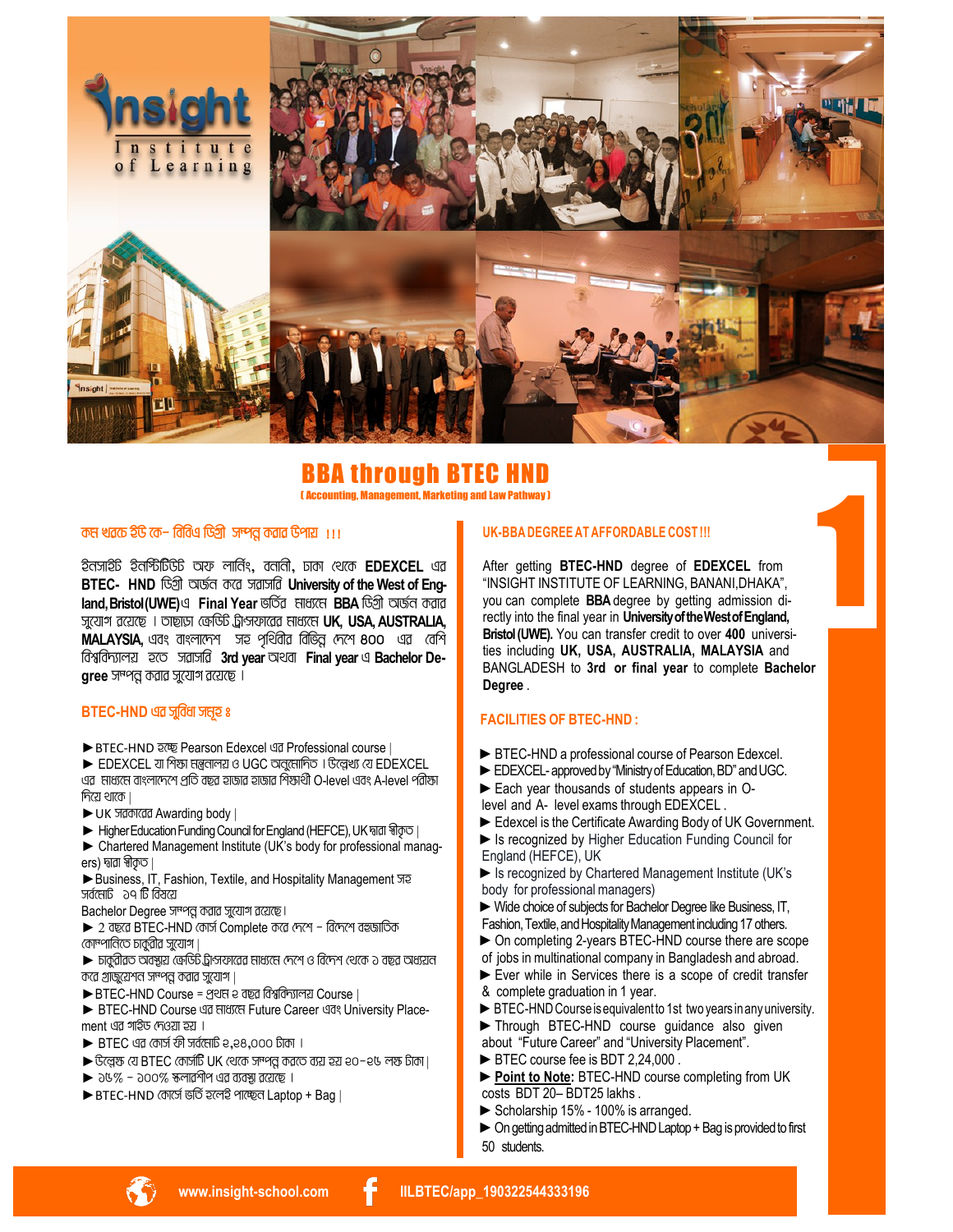Insight Institute of Learning

# BBA through BTEC HND

[ Accounting, Management, Marketing and Law Pathway ]

## কম খরচে ইউ কে- বিবিএ ডিগ্রী সম্পন্ন করার উপায় !!!

ইনসাইট ইনস্টিটিউট অফ লার্নিং, বনানী, ঢাকা থেকে **EDEXCEL** এর **BTEC- HND** ডিগ্রী অর্জন করে সরাসরি **University of the West of England, Bristol (UWE)** এ **Final Year** ভর্তির মাধ্যমে **BBA** ডিগ্রী অর্জন করার সুযোগ রয়েছে । তাছাড়া ক্রেডিট ট্রান্সফারের মাধ্যমে **UK, USA, AUSTRALIA, MALAYSIA,** এবং বাংলাদেশ সহ পৃথিবীর বিভিন্ন দেশে ৪০০ এর বেশি বিশ্ববিদ্যালয় হতে সরাসরি **3rd year** অথবা **Final year** এ **Bachelor Degree** সম্পন্ন করার সুযোগ রয়েছে ।

## BTEC-HND এর সুবিধা সমূহ ঃ

- ►BTEC-HND হচ্ছে Pearson Edexcel এর Professional course |
- ► EDEXCEL যা শিক্ষা মন্ত্রনালয় ও UGC অনুমোদিত । উল্লেখ্য যে EDEXCEL এর মাধ্যমে বাংলাদেশে প্রতি বছর হাজার হাজার শিক্ষার্থী O-level এবং A-level পরীক্ষা দিয়ে থাকে |
- ►UK সরকারের Awarding body |
- ► Higher Education Funding Council for England (HEFCE), UK দ্বারা স্বীকৃত |
- ► Chartered Management Institute (UK's body for professional managers) দ্বারা স্বীকৃত |
- ►Business, IT, Fashion, Textile, and Hospitality Management সহ সর্বমোট ১৭ টি বিষয়ে Bachelor Degree সম্পন্ন করার সুযোগ রয়েছে।
- ► ২ বছরে BTEC-HND কোর্স Complete করে দেশে - বিদেশে বহুজাতিক কোম্পানিতে চাকুরীর সুযোগ |
- ► চাকুরীরত অবস্থায় ক্রেডিট ট্রান্সফারের মাধ্যমে দেশে ও বিদেশ থেকে ১ বছর অধ্যয়ন করে গ্র্যাজুয়েশন সম্পন্ন করার সুযোগ |
- ►BTEC-HND Course = প্রথম ২ বছর বিশ্ববিদ্যালয় Course |
- ► BTEC-HND Course এর মাধ্যমে Future Career এবং University Placement এর গাইড দেওয়া হয় ।
- ► BTEC এর কোর্স ফী সর্বমোট ২,২৪,০০০ টাকা ।
- ►উল্লেক্ষ যে BTEC কোর্সটি UK থেকে সম্পন্ন করতে ব্যয় হয় ২০-২৫ লক্ষ টাকা|
- ► ১৫% - ১০০% স্কলারশীপ এর ব্যবস্থা রয়েছে ।
- ►BTEC-HND কোর্সে ভর্তি হলেই পাচ্ছেন Laptop + Bag |

## UK-BBA DEGREE AT AFFORDABLE COST !!!

After getting **BTEC-HND** degree of **EDEXCEL** from "INSIGHT INSTITUTE OF LEARNING, BANANI,DHAKA", you can complete **BBA** degree by getting admission directly into the final year in **University of the West of England, Bristol (UWE).** You can transfer credit to over **400** universities including **UK, USA, AUSTRALIA, MALAYSIA** and BANGLADESH to **3rd or final year** to complete **Bachelor Degree** .

## FACILITIES OF BTEC-HND :

- ► BTEC-HND a professional course of Pearson Edexcel.
- ► EDEXCEL- approved by "Ministry of Education, BD" and UGC.
- ► Each year thousands of students appears in O-level and A- level exams through EDEXCEL .
- ► Edexcel is the Certificate Awarding Body of UK Government.
- ► Is recognized by Higher Education Funding Council for England (HEFCE), UK
- ► Is recognized by Chartered Management Institute (UK's body for professional managers)
- ► Wide choice of subjects for Bachelor Degree like Business, IT, Fashion, Textile, and Hospitality Management including 17 others.
- ► On completing 2-years BTEC-HND course there are scope of jobs in multinational company in Bangladesh and abroad.
- ► Ever while in Services there is a scope of credit transfer & complete graduation in 1 year.
- ► BTEC-HND Course is equivalent to 1st two years in any university.
- ► Through BTEC-HND course guidance also given about "Future Career" and "University Placement".
- ► BTEC course fee is BDT 2,24,000 .
- ► **Point to Note:** BTEC-HND course completing from UK costs BDT 20– BDT25 lakhs .
- ► Scholarship 15% - 100% is arranged.
- ► On getting admitted in BTEC-HND Laptop + Bag is provided to first 50 students.

www.insight-school.com | IILBTEC/app_190322544333196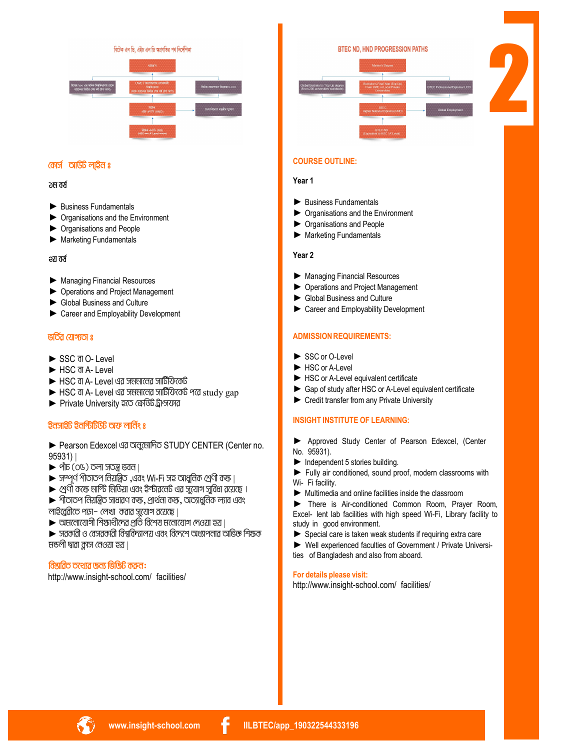বিটেক এন ডি, এইচ এন ডি অগ্রগতির পথ নির্দেশিকা

## কোর্স আউট লাইন ঃ

১ম বর্ষ

- ► Business Fundamentals
- ► Organisations and the Environment
- ► Organisations and People
- ► Marketing Fundamentals

২য় বর্ষ

- ► Managing Financial Resources
- ► Operations and Project Management
- ► Global Business and Culture
- ► Career and Employability Development

## ভর্তির যোগ্যতা ঃ

- ► SSC বা O- Level
- ► HSC বা A- Level
- ► HSC বা A- Level এর সমমানের সার্টিফিকেট
- ► HSC বা A- Level এর সমমানের সার্টিফিকেট পরে study gap
- ► Private University হতে ক্রেডিট ট্রান্সফার

## ইনসাইট ইনস্টিটিউট অফ লার্নিং ঃ

- ► Pearson Edexcel এর অনুমোদিত STUDY CENTER (Center no. 95931) |
- ► পাঁচ (০৫) তলা সতন্ত্র ভবন |
- ► সম্পূর্ণ শীতাতপ নিয়ন্ত্রিত ,এবং Wi-Fi সহ আধুনিক শ্রেণী কক্ষ |
- ► শ্রেণী কক্ষে মাল্টি মিডিয়া এবং ইন্টারনেট এর সুযোগ সুবিধা রয়েছে |
- ► শীতাতপ নিয়ন্ত্রিত সাধারণ কক্ষ, প্রার্থনা কক্ষ, অত্যাধুনিক ল্যাব এবং লাইব্রেরীতে পড়া- লেখা করার সুযোগ রয়েছে |
- ► অমনোযোগী শিক্ষার্থীদের প্রতি বিশেষ মনোযোগ দেওয়া হয় |
- ► সরকারী ও বেসরকারী বিশ্ববিদ্যালয় এবং বিদেশে অধ্যাপনার অভিজ্ঞ শিক্ষক মন্ডলী দ্বারা ক্লাস নেওয়া হয় |

**বিস্তারিত তথ্যের জন্য ভিজিট করুন:**
http://www.insight-school.com/ facilities/

BTEC ND, HND PROGRESSION PATHS

## COURSE OUTLINE:

**Year 1**

- ► Business Fundamentals
- ► Organisations and the Environment
- ► Organisations and People
- ► Marketing Fundamentals

**Year 2**

- ► Managing Financial Resources
- ► Operations and Project Management
- ► Global Business and Culture
- ► Career and Employability Development

## ADMISSION REQUIREMENTS:

- ► SSC or O-Level
- ► HSC or A-Level
- ► HSC or A-Level equivalent certificate
- ► Gap of study after HSC or A-Level equivalent certificate
- ► Credit transfer from any Private University

## INSIGHT INSTITUTE OF LEARNING:

- ► Approved Study Center of Pearson Edexcel, (Center No. 95931).
- ► Independent 5 stories building.
- ► Fully air conditioned, sound proof, modern classrooms with Wi- Fi facility.
- ► Multimedia and online facilities inside the classroom
- ► There is Air-conditioned Common Room, Prayer Room, Excel- lent lab facilities with high speed Wi-Fi, Library facility to study in good environment.
- ► Special care is taken weak students if requiring extra care
- ► Well experienced faculties of Government / Private Universi- ties of Bangladesh and also from aboard.

**For details please visit:**
http://www.insight-school.com/ facilities/

www.insight-school.com IILBTEC/app_190322544333196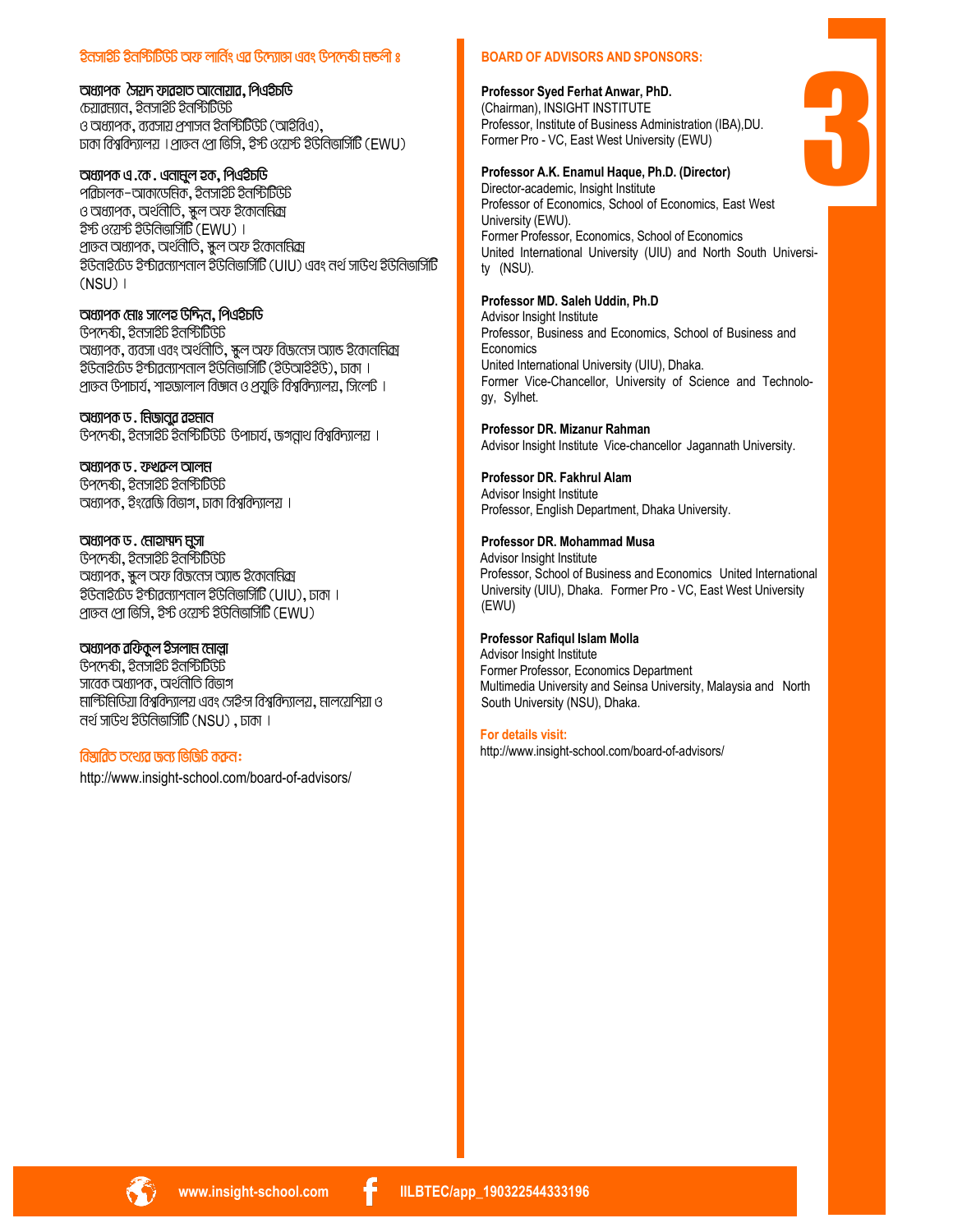## ইনসাইট ইনস্টিটিউট অফ লার্নিং এর উদ্যোক্তা এবং উপদেষ্টা মন্ডলী ঃ

**অধ্যাপক সৈয়দ ফারহাত আনোয়ার, পিএইচডি**
চেয়ারম্যান, ইনসাইট ইনস্টিটিউট
ও অধ্যাপক, ব্যবসায় প্রশাসন ইনস্টিটিউট (আইবিএ),
ঢাকা বিশ্ববিদ্যালয় । প্রাক্তন প্রো ভিসি, ইস্ট ওয়েস্ট ইউনিভার্সিটি (EWU)

**অধ্যাপক এ.কে. এনামুল হক, পিএইচডি**
পরিচালক-আকাডেমিক, ইনসাইট ইনস্টিটিউট
ও অধ্যাপক, অর্থনীতি, স্কুল অফ ইকোনমিক্স
ইস্ট ওয়েস্ট ইউনিভার্সিটি (EWU)।
প্রাক্তন অধ্যাপক, অর্থনীতি, স্কুল অফ ইকোনমিক্স
ইউনাইটেড ইন্টারন্যাশনাল ইউনিভার্সিটি (UIU) এবং নর্থ সাউথ ইউনিভার্সিটি (NSU)।

**অধ্যাপক মোঃ সালেহ উদ্দিন, পিএইচডি**
উপদেষ্টা, ইনসাইট ইনস্টিটিউট
অধ্যাপক, ব্যবসা এবং অর্থনীতি, স্কুল অফ বিজনেস অ্যান্ড ইকোনমিক্স
ইউনাইটেড ইন্টারন্যাশনাল ইউনিভার্সিটি (ইউআইইউ), ঢাকা।
প্রাক্তন উপাচার্য, শাহজালাল বিজ্ঞান ও প্রযুক্তি বিশ্ববিদ্যালয়, সিলেট।

**অধ্যাপক ড. মিজানুর রহমান**
উপদেষ্টা, ইনসাইট ইনস্টিটিউট উপাচার্য, জগন্নাথ বিশ্ববিদ্যালয়।

**অধ্যাপক ড. ফখরুল আলম**
উপদেষ্টা, ইনসাইট ইনস্টিটিউট
অধ্যাপক, ইংরেজি বিভাগ, ঢাকা বিশ্ববিদ্যালয়।

**অধ্যাপক ড. মোহাম্মদ মুসা**
উপদেষ্টা, ইনসাইট ইনস্টিটিউট
অধ্যাপক, স্কুল অফ বিজনেস অ্যান্ড ইকোনমিক্স
ইউনাইটেড ইন্টারন্যাশনাল ইউনিভার্সিটি (UIU), ঢাকা।
প্রাক্তন প্রো ভিসি, ইস্ট ওয়েস্ট ইউনিভার্সিটি (EWU)

**অধ্যাপক রফিকুল ইসলাম মোল্লা**
উপদেষ্টা, ইনসাইট ইনস্টিটিউট
সাবেক অধ্যাপক, অর্থনীতি বিভাগ
মাল্টিমিডিয়া বিশ্ববিদ্যালয় এবং সেইন্স বিশ্ববিদ্যালয়, মালয়েশিয়া ও
নর্থ সাউথ ইউনিভার্সিটি (NSU), ঢাকা।

**বিস্তারিত তথ্যের জন্য ভিজিট করুন:**
http://www.insight-school.com/board-of-advisors/

## BOARD OF ADVISORS AND SPONSORS:

**Professor Syed Ferhat Anwar, PhD.**
(Chairman), INSIGHT INSTITUTE
Professor, Institute of Business Administration (IBA),DU.
Former Pro - VC, East West University (EWU)

**Professor A.K. Enamul Haque, Ph.D. (Director)**
Director-academic, Insight Institute
Professor of Economics, School of Economics, East West University (EWU).
Former Professor, Economics, School of Economics
United International University (UIU) and North South University (NSU).

**Professor MD. Saleh Uddin, Ph.D**
Advisor Insight Institute
Professor, Business and Economics, School of Business and Economics
United International University (UIU), Dhaka.
Former Vice-Chancellor, University of Science and Technology, Sylhet.

**Professor DR. Mizanur Rahman**
Advisor Insight Institute Vice-chancellor Jagannath University.

**Professor DR. Fakhrul Alam**
Advisor Insight Institute
Professor, English Department, Dhaka University.

**Professor DR. Mohammad Musa**
Advisor Insight Institute
Professor, School of Business and Economics United International University (UIU), Dhaka. Former Pro - VC, East West University (EWU)

**Professor Rafiqul Islam Molla**
Advisor Insight Institute
Former Professor, Economics Department
Multimedia University and Seinsa University, Malaysia and North South University (NSU), Dhaka.

**For details visit:**
http://www.insight-school.com/board-of-advisors/

www.insight-school.com IILBTEC/app_190322544333196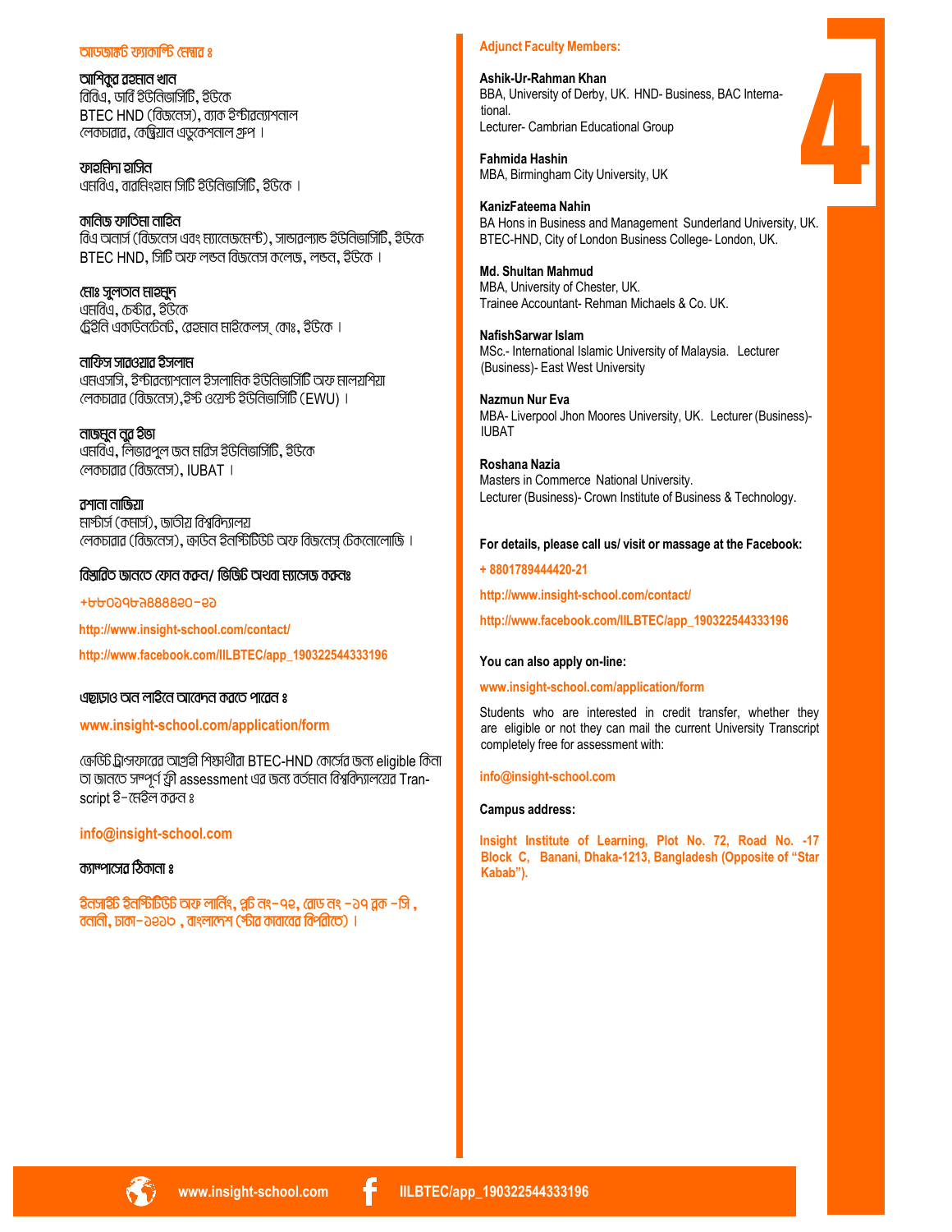## আডজাঙ্কট ফ্যাকাল্টি মেম্বার ঃ

**আশিকুর রহমান খান**
বিবিএ, ডার্বি ইউনিভার্সিটি, ইউকে
BTEC HND (বিজনেস), ব্যাক ইন্টারন্যাশনাল
লেকচারার, কেম্ব্রিয়ান এডুকেশনাল গ্রুপ ।

**ফাহমিদা হাসিন**
এমবিএ, বারমিংহাম সিটি ইউনিভার্সিটি, ইউকে ।

**কানিজ ফাতিমা নাহিন**
বিএ অনার্স (বিজনেস এবং ম্যানেজমেন্ট), সান্ডারল্যান্ড ইউনিভার্সিটি, ইউকে
BTEC HND, সিটি অফ লন্ডন বিজনেস কলেজ, লন্ডন, ইউকে ।

**মোঃ সুলতান মাহমুদ**
এমবিএ, চেস্টার, ইউকে
ট্রেইনি একাউন্টেন্ট, রেহমান মাইকেলস্ কোঃ, ইউকে ।

**নাফিস সারওয়ার ইসলাম**
এমএসসি, ইন্টারন্যাশনাল ইসলামিক ইউনিভার্সিটি অফ মালয়শিয়া
লেকচারার (বিজনেস), ইস্ট ওয়েস্ট ইউনিভার্সিটি (EWU) ।

**নাজমুন নুর ইভা**
এমবিএ, লিভারপুল জন মরিস ইউনিভার্সিটি, ইউকে
লেকচারার (বিজনেস), IUBAT ।

**রশানা নাজিয়া**
মাস্টার্স (কমার্স), জাতীয় বিশ্ববিদ্যালয়
লেকচারার (বিজনেস), ক্রাউন ইনস্টিটিউট অফ বিজনেস্ টেকনোলোজি ।

**বিস্তারিত জানতে ফোন করুন/ ভিজিট অথবা ম্যাসেজ করুনঃ**

+৮৮০১৭৮৯৪৪৪৪২০-২১

http://www.insight-school.com/contact/

http://www.facebook.com/IILBTEC/app_190322544333196

**এছাড়াও অন লাইনে আবেদন করতে পারেন ঃ**

www.insight-school.com/application/form

ক্রেডিট ট্রান্সফারের আগ্রহী শিক্ষার্থীরা BTEC-HND কোর্সের জন্য eligible কিনা তা জানতে সম্পূর্ণ ফ্রী assessment এর জন্য বর্তমান বিশ্ববিদ্যালয়ের Transcript ই-মেইল করুন ঃ

info@insight-school.com

**ক্যাম্পাসের ঠিকানা ঃ**

ইনসাইট ইনস্টিটিউট অফ লার্নিং, প্লট নং-৭২, রোড নং -১৭ ব্লক -সি , বনানী, ঢাকা-১২১৩ , বাংলাদেশ (স্টার কাবাবের বিপরীতে) ।

## Adjunct Faculty Members:

**Ashik-Ur-Rahman Khan**
BBA, University of Derby, UK. HND- Business, BAC International.
Lecturer- Cambrian Educational Group

**Fahmida Hashin**
MBA, Birmingham City University, UK

**KanizFateema Nahin**
BA Hons in Business and Management Sunderland University, UK.
BTEC-HND, City of London Business College- London, UK.

**Md. Shultan Mahmud**
MBA, University of Chester, UK.
Trainee Accountant- Rehman Michaels & Co. UK.

**NafishSarwar Islam**
MSc.- International Islamic University of Malaysia. Lecturer (Business)- East West University

**Nazmun Nur Eva**
MBA- Liverpool Jhon Moores University, UK. Lecturer (Business)- IUBAT

**Roshana Nazia**
Masters in Commerce National University.
Lecturer (Business)- Crown Institute of Business & Technology.

**For details, please call us/ visit or massage at the Facebook:**

+ 8801789444420-21

http://www.insight-school.com/contact/

http://www.facebook.com/IILBTEC/app_190322544333196

**You can also apply on-line:**

www.insight-school.com/application/form

Students who are interested in credit transfer, whether they are eligible or not they can mail the current University Transcript completely free for assessment with:

info@insight-school.com

**Campus address:**

**Insight Institute of Learning, Plot No. 72, Road No. -17 Block C, Banani, Dhaka-1213, Bangladesh (Opposite of "Star Kabab").**

www.insight-school.com IILBTEC/app_190322544333196